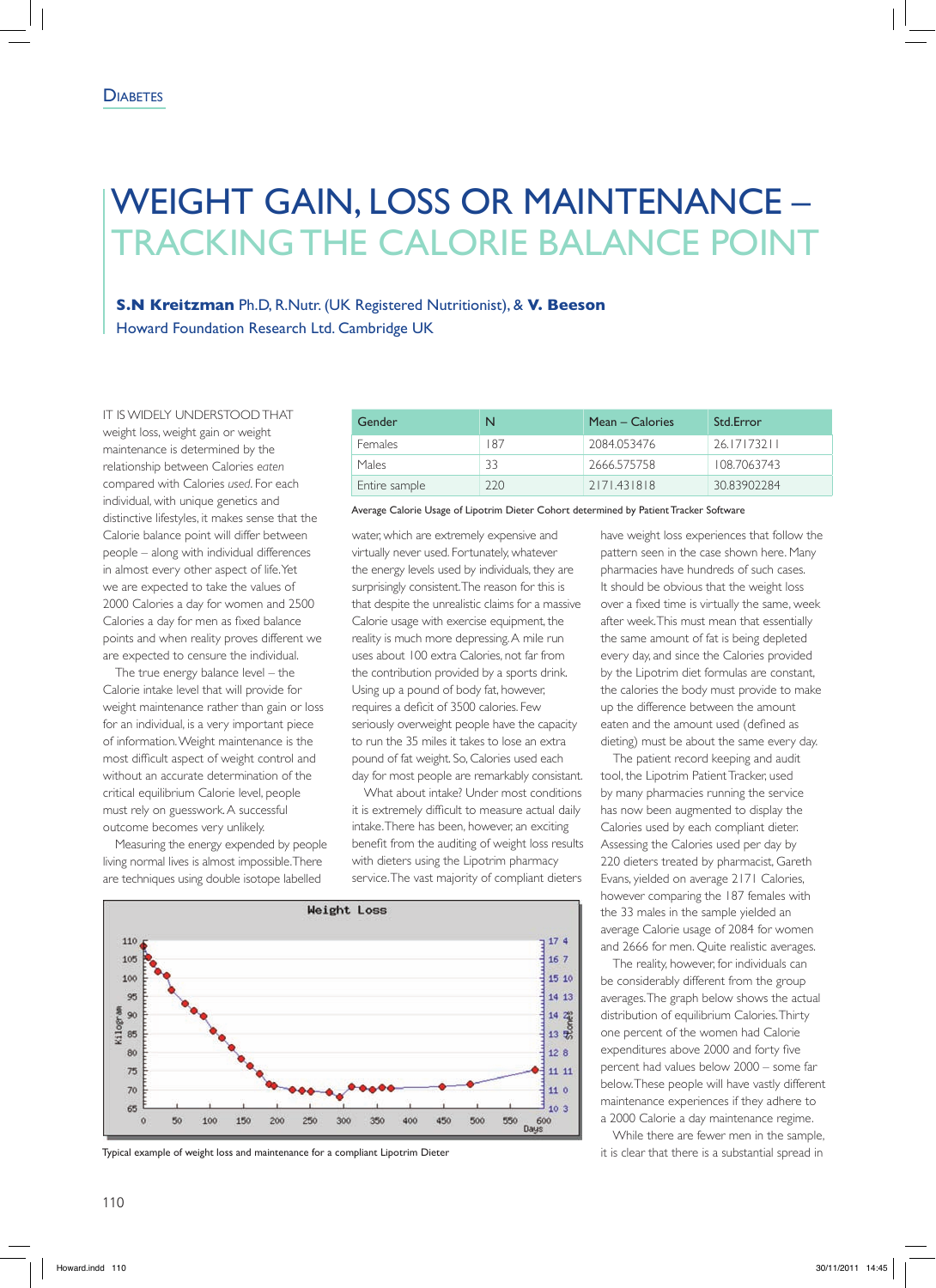Diabetes

# WEIGHT GAIN, LOSS OR MAINTENANCE – TRACKING THE CALORIE BALANCE POINT

**S.N Kreitzman** Ph.D, R.Nutr. (UK Registered Nutritionist), & **V. Beeson**
Howard Foundation Research Ltd. Cambridge UK

IT IS WIDELY UNDERSTOOD THAT weight loss, weight gain or weight maintenance is determined by the relationship between Calories *eaten* compared with Calories *used*. For each individual, with unique genetics and distinctive lifestyles, it makes sense that the Calorie balance point will differ between people – along with individual differences in almost every other aspect of life. Yet we are expected to take the values of 2000 Calories a day for women and 2500 Calories a day for men as fixed balance points and when reality proves different we are expected to censure the individual.

The true energy balance level – the Calorie intake level that will provide for weight maintenance rather than gain or loss for an individual, is a very important piece of information. Weight maintenance is the most difficult aspect of weight control and without an accurate determination of the critical equilibrium Calorie level, people must rely on guesswork. A successful outcome becomes very unlikely.

Measuring the energy expended by people living normal lives is almost impossible. There are techniques using double isotope labelled water, which are extremely expensive and virtually never used. Fortunately, whatever the energy levels used by individuals, they are surprisingly consistent. The reason for this is that despite the unrealistic claims for a massive Calorie usage with exercise equipment, the reality is much more depressing. A mile run uses about 100 extra Calories, not far from the contribution provided by a sports drink. Using up a pound of body fat, however, requires a deficit of 3500 calories. Few seriously overweight people have the capacity to run the 35 miles it takes to lose an extra pound of fat weight. So, Calories used each day for most people are remarkably constant.

What about intake? Under most conditions it is extremely difficult to measure actual daily intake. There has been, however, an exciting benefit from the auditing of weight loss results with dieters using the Lipotrim pharmacy service. The vast majority of compliant dieters have weight loss experiences that follow the pattern seen in the case shown here. Many pharmacies have hundreds of such cases. It should be obvious that the weight loss over a fixed time is virtually the same, week after week. This must mean that essentially the same amount of fat is being depleted every day, and since the Calories provided by the Lipotrim diet formulas are constant, the calories the body must provide to make up the difference between the amount eaten and the amount used (defined as dieting) must be about the same every day.

| Gender | N | Mean – Calories | Std.Error |
|---|---|---|---|
| Females | 187 | 2084.053476 | 26.17173211 |
| Males | 33 | 2666.575758 | 108.7063743 |
| Entire sample | 220 | 2171.431818 | 30.83902284 |

Average Calorie Usage of Lipotrim Dieter Cohort determined by Patient Tracker Software

Typical example of weight loss and maintenance for a compliant Lipotrim Dieter

The patient record keeping and audit tool, the Lipotrim Patient Tracker, used by many pharmacies running the service has now been augmented to display the Calories used by each compliant dieter. Assessing the Calories used per day by 220 dieters treated by pharmacist, Gareth Evans, yielded on average 2171 Calories, however comparing the 187 females with the 33 males in the sample yielded an average Calorie usage of 2084 for women and 2666 for men. Quite realistic averages.

The reality, however, for individuals can be considerably different from the group averages. The graph below shows the actual distribution of equilibrium Calories. Thirty one percent of the women had Calorie expenditures above 2000 and forty five percent had values below 2000 – some far below. These people will have vastly different maintenance experiences if they adhere to a 2000 Calorie a day maintenance regime.

While there are fewer men in the sample, it is clear that there is a substantial spread in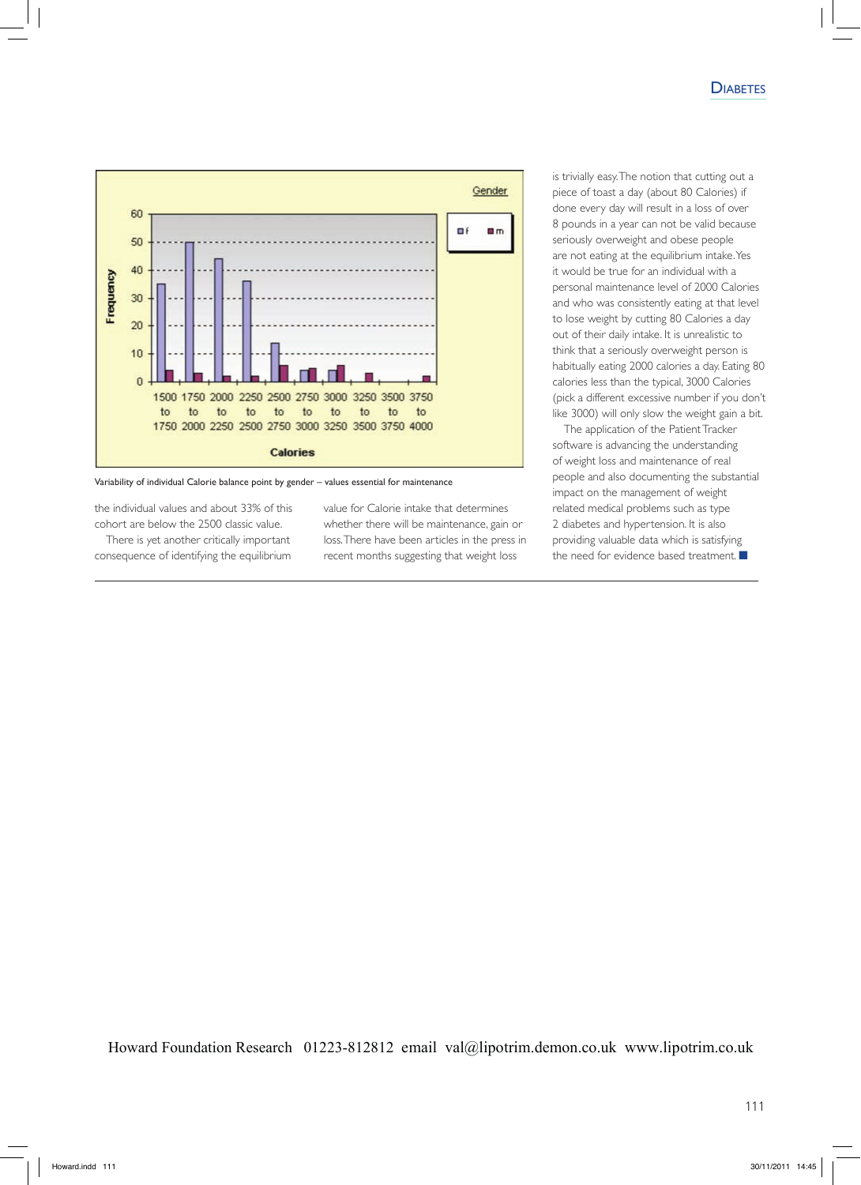Gender

f m

Frequency

60
50
40
30
20
10
0

1500 to 1750
1750 to 2000
2000 to 2250
2250 to 2500
2500 to 2750
2750 to 3000
3000 to 3250
3250 to 3500
3500 to 3750
3750 to 4000

Calories

Variability of individual Calorie balance point by gender – values essential for maintenance

the individual values and about 33% of this cohort are below the 2500 classic value.

There is yet another critically important consequence of identifying the equilibrium value for Calorie intake that determines whether there will be maintenance, gain or loss. There have been articles in the press in recent months suggesting that weight loss is trivially easy. The notion that cutting out a piece of toast a day (about 80 Calories) if done every day will result in a loss of over 8 pounds in a year can not be valid because seriously overweight and obese people are not eating at the equilibrium intake. Yes it would be true for an individual with a personal maintenance level of 2000 Calories and who was consistently eating at that level to lose weight by cutting 80 Calories a day out of their daily intake. It is unrealistic to think that a seriously overweight person is habitually eating 2000 calories a day. Eating 80 calories less than the typical, 3000 Calories (pick a different excessive number if you don't like 3000) will only slow the weight gain a bit.

The application of the Patient Tracker software is advancing the understanding of weight loss and maintenance of real people and also documenting the substantial impact on the management of weight related medical problems such as type 2 diabetes and hypertension. It is also providing valuable data which is satisfying the need for evidence based treatment. ■

Howard Foundation Research 01223-812812 email val@lipotrim.demon.co.uk www.lipotrim.co.uk